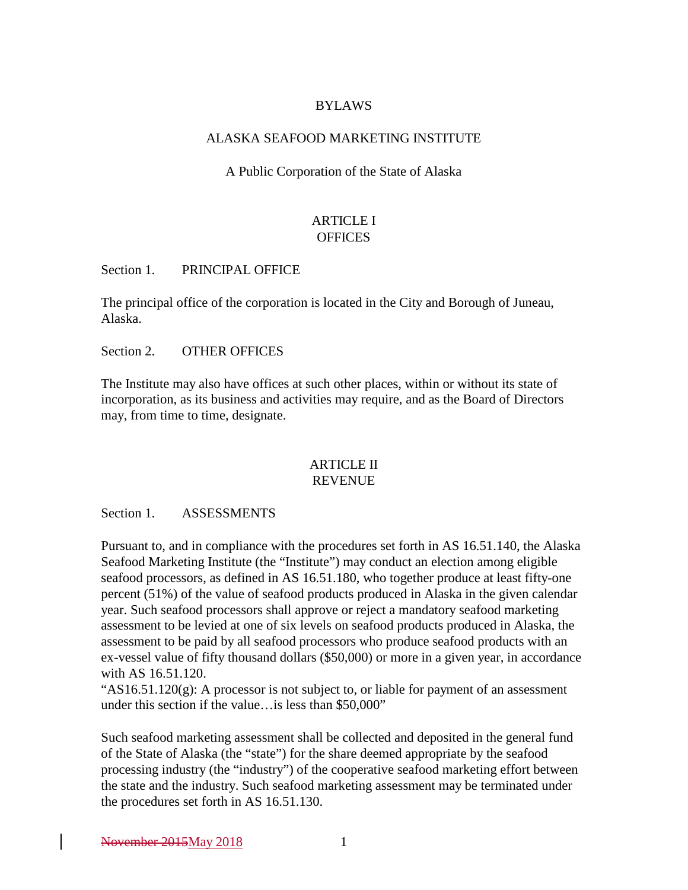# BYLAWS

# ALASKA SEAFOOD MARKETING INSTITUTE

A Public Corporation of the State of Alaska

## ARTICLE I
## OFFICES

### Section 1. PRINCIPAL OFFICE

The principal office of the corporation is located in the City and Borough of Juneau, Alaska.

### Section 2. OTHER OFFICES

The Institute may also have offices at such other places, within or without its state of incorporation, as its business and activities may require, and as the Board of Directors may, from time to time, designate.

## ARTICLE II
## REVENUE

### Section 1. ASSESSMENTS

Pursuant to, and in compliance with the procedures set forth in AS 16.51.140, the Alaska Seafood Marketing Institute (the "Institute") may conduct an election among eligible seafood processors, as defined in AS 16.51.180, who together produce at least fifty-one percent (51%) of the value of seafood products produced in Alaska in the given calendar year. Such seafood processors shall approve or reject a mandatory seafood marketing assessment to be levied at one of six levels on seafood products produced in Alaska, the assessment to be paid by all seafood processors who produce seafood products with an ex-vessel value of fifty thousand dollars ($50,000) or more in a given year, in accordance with AS 16.51.120.
"AS16.51.120(g): A processor is not subject to, or liable for payment of an assessment under this section if the value…is less than $50,000"

Such seafood marketing assessment shall be collected and deposited in the general fund of the State of Alaska (the "state") for the share deemed appropriate by the seafood processing industry (the "industry") of the cooperative seafood marketing effort between the state and the industry. Such seafood marketing assessment may be terminated under the procedures set forth in AS 16.51.130.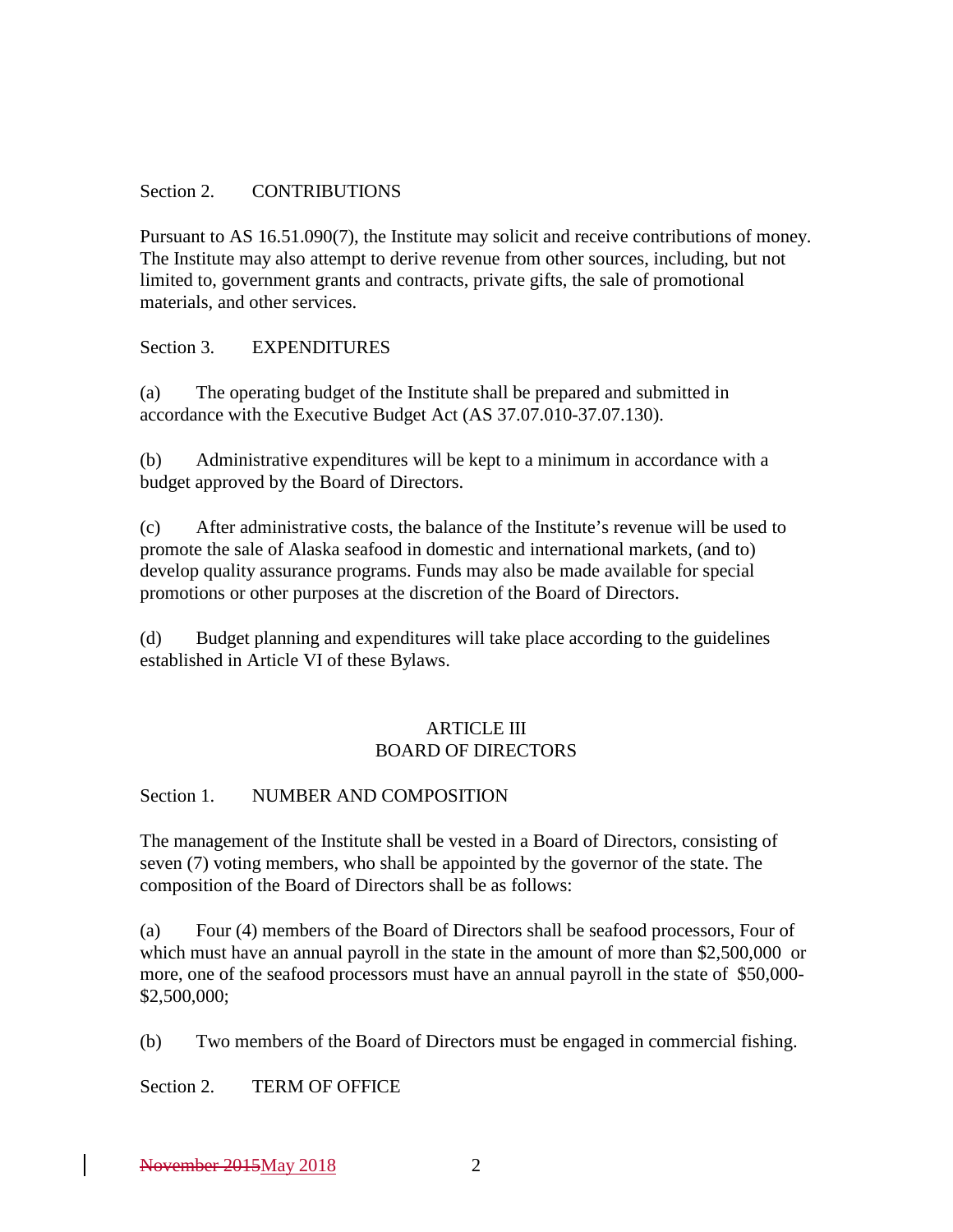Section 2. CONTRIBUTIONS

Pursuant to AS 16.51.090(7), the Institute may solicit and receive contributions of money. The Institute may also attempt to derive revenue from other sources, including, but not limited to, government grants and contracts, private gifts, the sale of promotional materials, and other services.

Section 3. EXPENDITURES

(a) The operating budget of the Institute shall be prepared and submitted in accordance with the Executive Budget Act (AS 37.07.010-37.07.130).

(b) Administrative expenditures will be kept to a minimum in accordance with a budget approved by the Board of Directors.

(c) After administrative costs, the balance of the Institute's revenue will be used to promote the sale of Alaska seafood in domestic and international markets, (and to) develop quality assurance programs. Funds may also be made available for special promotions or other purposes at the discretion of the Board of Directors.

(d) Budget planning and expenditures will take place according to the guidelines established in Article VI of these Bylaws.

## ARTICLE III
## BOARD OF DIRECTORS

Section 1. NUMBER AND COMPOSITION

The management of the Institute shall be vested in a Board of Directors, consisting of seven (7) voting members, who shall be appointed by the governor of the state. The composition of the Board of Directors shall be as follows:

(a) Four (4) members of the Board of Directors shall be seafood processors, Four of which must have an annual payroll in the state in the amount of more than $2,500,000 or more, one of the seafood processors must have an annual payroll in the state of $50,000-$2,500,000;

(b) Two members of the Board of Directors must be engaged in commercial fishing.

Section 2. TERM OF OFFICE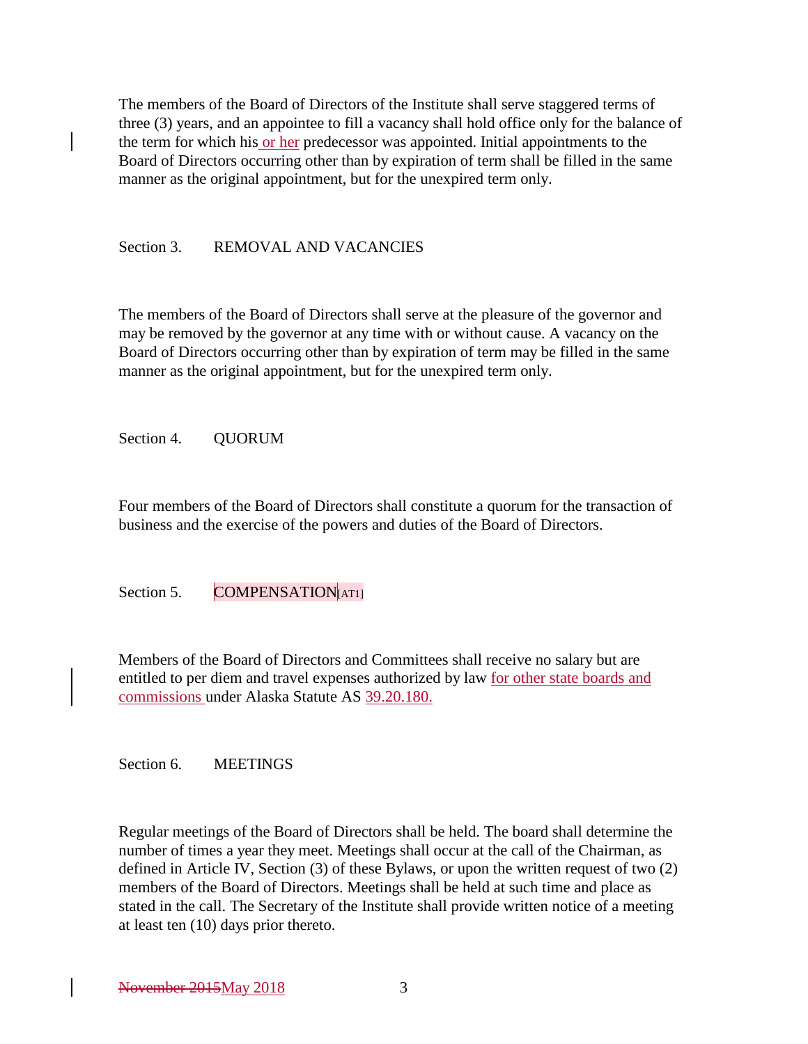The members of the Board of Directors of the Institute shall serve staggered terms of three (3) years, and an appointee to fill a vacancy shall hold office only for the balance of the term for which his or her predecessor was appointed. Initial appointments to the Board of Directors occurring other than by expiration of term shall be filled in the same manner as the original appointment, but for the unexpired term only.

Section 3. REMOVAL AND VACANCIES

The members of the Board of Directors shall serve at the pleasure of the governor and may be removed by the governor at any time with or without cause. A vacancy on the Board of Directors occurring other than by expiration of term may be filled in the same manner as the original appointment, but for the unexpired term only.

Section 4. QUORUM

Four members of the Board of Directors shall constitute a quorum for the transaction of business and the exercise of the powers and duties of the Board of Directors.

Section 5. COMPENSATION[AT1]

Members of the Board of Directors and Committees shall receive no salary but are entitled to per diem and travel expenses authorized by law for other state boards and commissions under Alaska Statute AS 39.20.180.

Section 6. MEETINGS

Regular meetings of the Board of Directors shall be held. The board shall determine the number of times a year they meet. Meetings shall occur at the call of the Chairman, as defined in Article IV, Section (3) of these Bylaws, or upon the written request of two (2) members of the Board of Directors. Meetings shall be held at such time and place as stated in the call. The Secretary of the Institute shall provide written notice of a meeting at least ten (10) days prior thereto.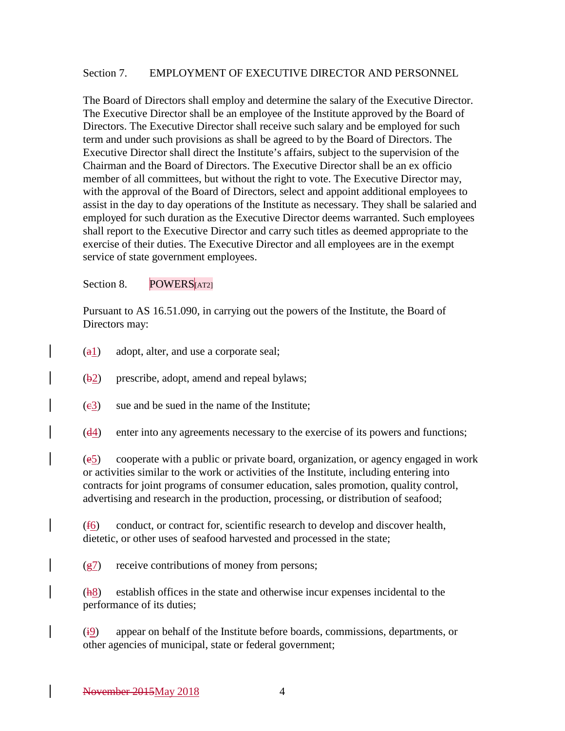Section 7. EMPLOYMENT OF EXECUTIVE DIRECTOR AND PERSONNEL

The Board of Directors shall employ and determine the salary of the Executive Director. The Executive Director shall be an employee of the Institute approved by the Board of Directors. The Executive Director shall receive such salary and be employed for such term and under such provisions as shall be agreed to by the Board of Directors. The Executive Director shall direct the Institute's affairs, subject to the supervision of the Chairman and the Board of Directors. The Executive Director shall be an ex officio member of all committees, but without the right to vote. The Executive Director may, with the approval of the Board of Directors, select and appoint additional employees to assist in the day to day operations of the Institute as necessary. They shall be salaried and employed for such duration as the Executive Director deems warranted. Such employees shall report to the Executive Director and carry such titles as deemed appropriate to the exercise of their duties. The Executive Director and all employees are in the exempt service of state government employees.

Section 8. POWERS[AT2]

Pursuant to AS 16.51.090, in carrying out the powers of the Institute, the Board of Directors may:

(~~a~~1) adopt, alter, and use a corporate seal;

(~~b~~2) prescribe, adopt, amend and repeal bylaws;

(~~c~~3) sue and be sued in the name of the Institute;

(~~d~~4) enter into any agreements necessary to the exercise of its powers and functions;

(~~e~~5) cooperate with a public or private board, organization, or agency engaged in work or activities similar to the work or activities of the Institute, including entering into contracts for joint programs of consumer education, sales promotion, quality control, advertising and research in the production, processing, or distribution of seafood;

(~~f~~6) conduct, or contract for, scientific research to develop and discover health, dietetic, or other uses of seafood harvested and processed in the state;

(~~g~~7) receive contributions of money from persons;

(~~h~~8) establish offices in the state and otherwise incur expenses incidental to the performance of its duties;

(~~i~~9) appear on behalf of the Institute before boards, commissions, departments, or other agencies of municipal, state or federal government;

~~November 2015~~May 2018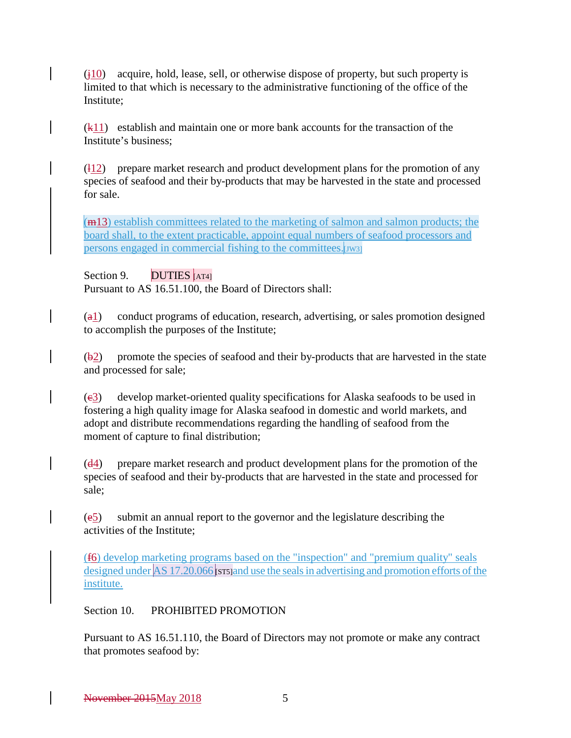(~~j~~10) acquire, hold, lease, sell, or otherwise dispose of property, but such property is limited to that which is necessary to the administrative functioning of the office of the Institute;

(~~k~~11) establish and maintain one or more bank accounts for the transaction of the Institute's business;

(~~l~~12) prepare market research and product development plans for the promotion of any species of seafood and their by-products that may be harvested in the state and processed for sale.

(~~m~~13) establish committees related to the marketing of salmon and salmon products; the board shall, to the extent practicable, appoint equal numbers of seafood processors and persons engaged in commercial fishing to the committees.[JW3]

Section 9. DUTIES [AT4]

Pursuant to AS 16.51.100, the Board of Directors shall:

(~~a~~1) conduct programs of education, research, advertising, or sales promotion designed to accomplish the purposes of the Institute;

(~~b~~2) promote the species of seafood and their by-products that are harvested in the state and processed for sale;

(~~c~~3) develop market-oriented quality specifications for Alaska seafoods to be used in fostering a high quality image for Alaska seafood in domestic and world markets, and adopt and distribute recommendations regarding the handling of seafood from the moment of capture to final distribution;

(~~d~~4) prepare market research and product development plans for the promotion of the species of seafood and their by-products that are harvested in the state and processed for sale;

(~~e~~5) submit an annual report to the governor and the legislature describing the activities of the Institute;

(~~f~~6) develop marketing programs based on the "inspection" and "premium quality" seals designed under AS 17.20.066 [ST5] and use the seals in advertising and promotion efforts of the institute.

Section 10. PROHIBITED PROMOTION

Pursuant to AS 16.51.110, the Board of Directors may not promote or make any contract that promotes seafood by:

~~November 2015~~May 2018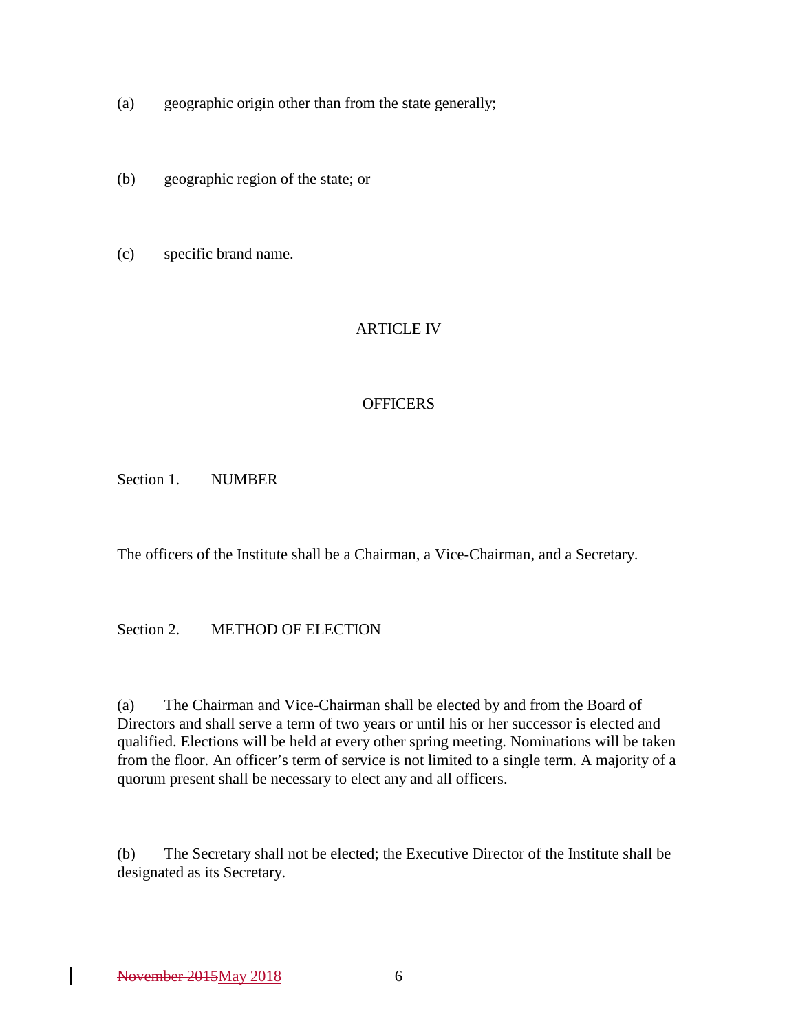(a) geographic origin other than from the state generally;

(b) geographic region of the state; or

(c) specific brand name.

## ARTICLE IV

## OFFICERS

### Section 1. NUMBER

The officers of the Institute shall be a Chairman, a Vice-Chairman, and a Secretary.

### Section 2. METHOD OF ELECTION

(a) The Chairman and Vice-Chairman shall be elected by and from the Board of Directors and shall serve a term of two years or until his or her successor is elected and qualified. Elections will be held at every other spring meeting. Nominations will be taken from the floor. An officer's term of service is not limited to a single term. A majority of a quorum present shall be necessary to elect any and all officers.

(b) The Secretary shall not be elected; the Executive Director of the Institute shall be designated as its Secretary.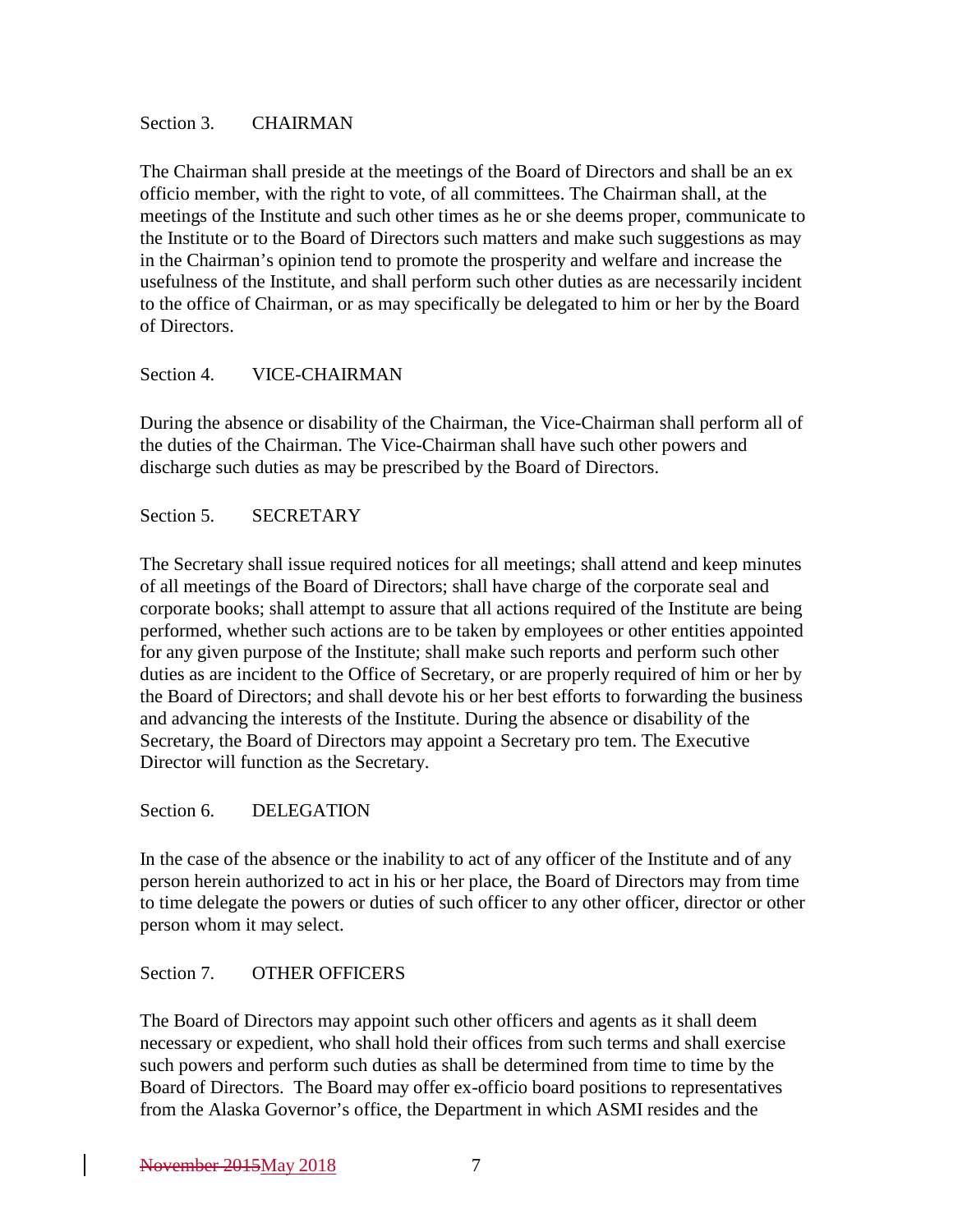Section 3. CHAIRMAN

The Chairman shall preside at the meetings of the Board of Directors and shall be an ex officio member, with the right to vote, of all committees. The Chairman shall, at the meetings of the Institute and such other times as he or she deems proper, communicate to the Institute or to the Board of Directors such matters and make such suggestions as may in the Chairman's opinion tend to promote the prosperity and welfare and increase the usefulness of the Institute, and shall perform such other duties as are necessarily incident to the office of Chairman, or as may specifically be delegated to him or her by the Board of Directors.

Section 4. VICE-CHAIRMAN

During the absence or disability of the Chairman, the Vice-Chairman shall perform all of the duties of the Chairman. The Vice-Chairman shall have such other powers and discharge such duties as may be prescribed by the Board of Directors.

Section 5. SECRETARY

The Secretary shall issue required notices for all meetings; shall attend and keep minutes of all meetings of the Board of Directors; shall have charge of the corporate seal and corporate books; shall attempt to assure that all actions required of the Institute are being performed, whether such actions are to be taken by employees or other entities appointed for any given purpose of the Institute; shall make such reports and perform such other duties as are incident to the Office of Secretary, or are properly required of him or her by the Board of Directors; and shall devote his or her best efforts to forwarding the business and advancing the interests of the Institute. During the absence or disability of the Secretary, the Board of Directors may appoint a Secretary pro tem. The Executive Director will function as the Secretary.

Section 6. DELEGATION

In the case of the absence or the inability to act of any officer of the Institute and of any person herein authorized to act in his or her place, the Board of Directors may from time to time delegate the powers or duties of such officer to any other officer, director or other person whom it may select.

Section 7. OTHER OFFICERS

The Board of Directors may appoint such other officers and agents as it shall deem necessary or expedient, who shall hold their offices from such terms and shall exercise such powers and perform such duties as shall be determined from time to time by the Board of Directors. The Board may offer ex-officio board positions to representatives from the Alaska Governor's office, the Department in which ASMI resides and the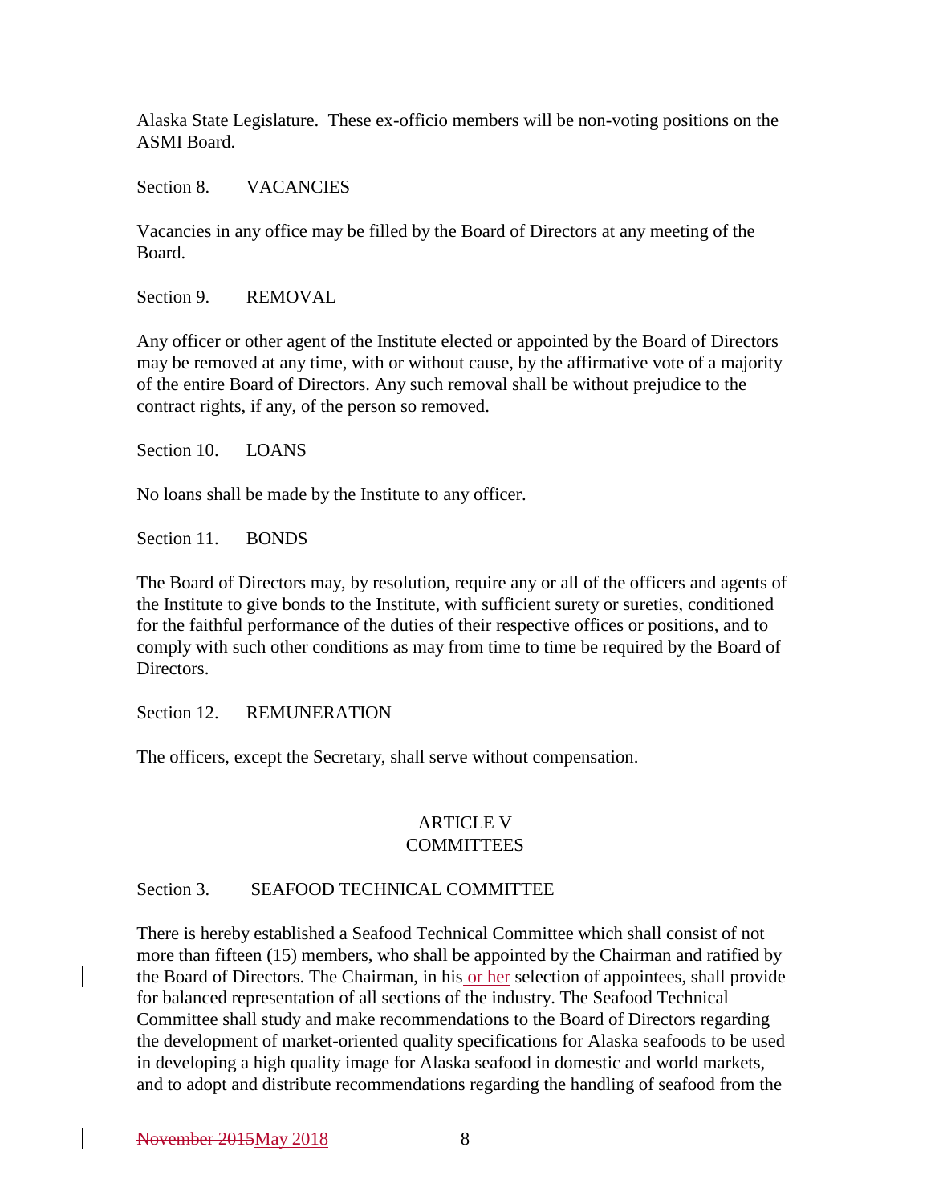Alaska State Legislature. These ex-officio members will be non-voting positions on the ASMI Board.

Section 8. VACANCIES

Vacancies in any office may be filled by the Board of Directors at any meeting of the Board.

Section 9. REMOVAL

Any officer or other agent of the Institute elected or appointed by the Board of Directors may be removed at any time, with or without cause, by the affirmative vote of a majority of the entire Board of Directors. Any such removal shall be without prejudice to the contract rights, if any, of the person so removed.

Section 10. LOANS

No loans shall be made by the Institute to any officer.

Section 11. BONDS

The Board of Directors may, by resolution, require any or all of the officers and agents of the Institute to give bonds to the Institute, with sufficient surety or sureties, conditioned for the faithful performance of the duties of their respective offices or positions, and to comply with such other conditions as may from time to time be required by the Board of Directors.

Section 12. REMUNERATION

The officers, except the Secretary, shall serve without compensation.

## ARTICLE V
## COMMITTEES

Section 3. SEAFOOD TECHNICAL COMMITTEE

There is hereby established a Seafood Technical Committee which shall consist of not more than fifteen (15) members, who shall be appointed by the Chairman and ratified by the Board of Directors. The Chairman, in his or her selection of appointees, shall provide for balanced representation of all sections of the industry. The Seafood Technical Committee shall study and make recommendations to the Board of Directors regarding the development of market-oriented quality specifications for Alaska seafoods to be used in developing a high quality image for Alaska seafood in domestic and world markets, and to adopt and distribute recommendations regarding the handling of seafood from the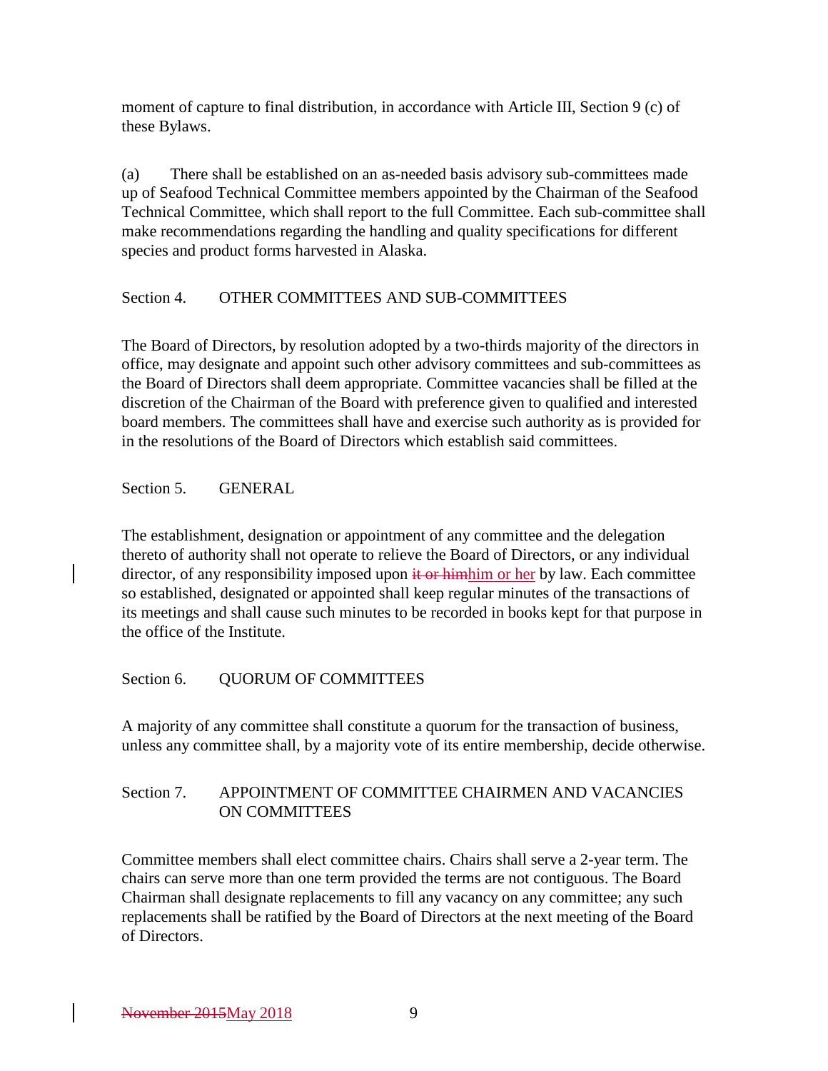moment of capture to final distribution, in accordance with Article III, Section 9 (c) of these Bylaws.

(a) There shall be established on an as-needed basis advisory sub-committees made up of Seafood Technical Committee members appointed by the Chairman of the Seafood Technical Committee, which shall report to the full Committee. Each sub-committee shall make recommendations regarding the handling and quality specifications for different species and product forms harvested in Alaska.

Section 4. OTHER COMMITTEES AND SUB-COMMITTEES

The Board of Directors, by resolution adopted by a two-thirds majority of the directors in office, may designate and appoint such other advisory committees and sub-committees as the Board of Directors shall deem appropriate. Committee vacancies shall be filled at the discretion of the Chairman of the Board with preference given to qualified and interested board members. The committees shall have and exercise such authority as is provided for in the resolutions of the Board of Directors which establish said committees.

Section 5. GENERAL

The establishment, designation or appointment of any committee and the delegation thereto of authority shall not operate to relieve the Board of Directors, or any individual director, of any responsibility imposed upon ~~it or him~~him or her by law. Each committee so established, designated or appointed shall keep regular minutes of the transactions of its meetings and shall cause such minutes to be recorded in books kept for that purpose in the office of the Institute.

Section 6. QUORUM OF COMMITTEES

A majority of any committee shall constitute a quorum for the transaction of business, unless any committee shall, by a majority vote of its entire membership, decide otherwise.

Section 7. APPOINTMENT OF COMMITTEE CHAIRMEN AND VACANCIES ON COMMITTEES

Committee members shall elect committee chairs. Chairs shall serve a 2-year term. The chairs can serve more than one term provided the terms are not contiguous. The Board Chairman shall designate replacements to fill any vacancy on any committee; any such replacements shall be ratified by the Board of Directors at the next meeting of the Board of Directors.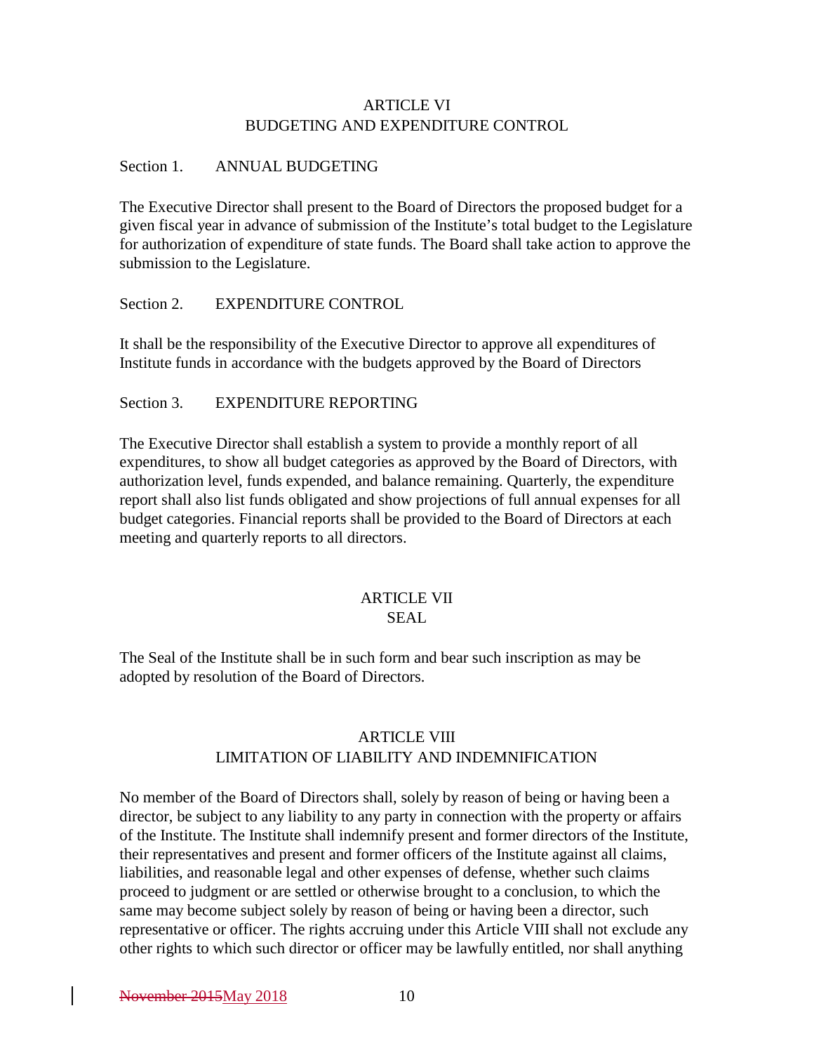## ARTICLE VI
## BUDGETING AND EXPENDITURE CONTROL

### Section 1. ANNUAL BUDGETING

The Executive Director shall present to the Board of Directors the proposed budget for a given fiscal year in advance of submission of the Institute's total budget to the Legislature for authorization of expenditure of state funds. The Board shall take action to approve the submission to the Legislature.

### Section 2. EXPENDITURE CONTROL

It shall be the responsibility of the Executive Director to approve all expenditures of Institute funds in accordance with the budgets approved by the Board of Directors

### Section 3. EXPENDITURE REPORTING

The Executive Director shall establish a system to provide a monthly report of all expenditures, to show all budget categories as approved by the Board of Directors, with authorization level, funds expended, and balance remaining. Quarterly, the expenditure report shall also list funds obligated and show projections of full annual expenses for all budget categories. Financial reports shall be provided to the Board of Directors at each meeting and quarterly reports to all directors.

## ARTICLE VII
## SEAL

The Seal of the Institute shall be in such form and bear such inscription as may be adopted by resolution of the Board of Directors.

## ARTICLE VIII
## LIMITATION OF LIABILITY AND INDEMNIFICATION

No member of the Board of Directors shall, solely by reason of being or having been a director, be subject to any liability to any party in connection with the property or affairs of the Institute. The Institute shall indemnify present and former directors of the Institute, their representatives and present and former officers of the Institute against all claims, liabilities, and reasonable legal and other expenses of defense, whether such claims proceed to judgment or are settled or otherwise brought to a conclusion, to which the same may become subject solely by reason of being or having been a director, such representative or officer. The rights accruing under this Article VIII shall not exclude any other rights to which such director or officer may be lawfully entitled, nor shall anything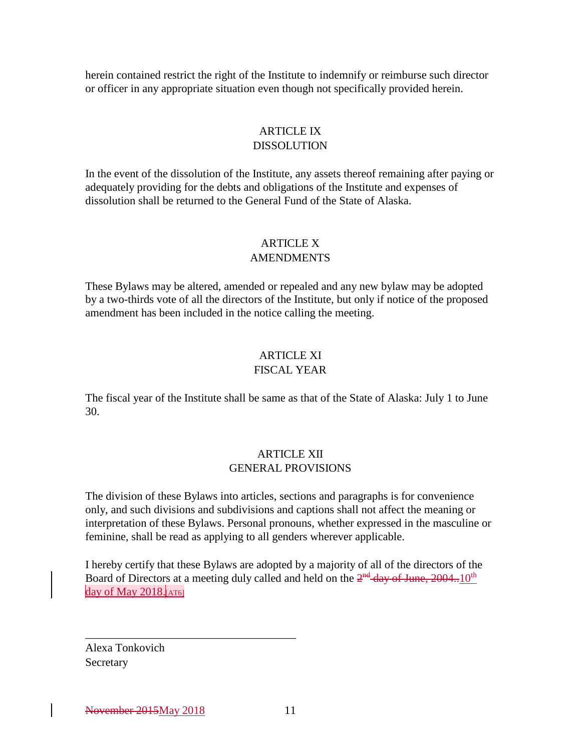herein contained restrict the right of the Institute to indemnify or reimburse such director or officer in any appropriate situation even though not specifically provided herein.

## ARTICLE IX
## DISSOLUTION

In the event of the dissolution of the Institute, any assets thereof remaining after paying or adequately providing for the debts and obligations of the Institute and expenses of dissolution shall be returned to the General Fund of the State of Alaska.

## ARTICLE X
## AMENDMENTS

These Bylaws may be altered, amended or repealed and any new bylaw may be adopted by a two-thirds vote of all the directors of the Institute, but only if notice of the proposed amendment has been included in the notice calling the meeting.

## ARTICLE XI
## FISCAL YEAR

The fiscal year of the Institute shall be same as that of the State of Alaska: July 1 to June 30.

## ARTICLE XII
## GENERAL PROVISIONS

The division of these Bylaws into articles, sections and paragraphs is for convenience only, and such divisions and subdivisions and captions shall not affect the meaning or interpretation of these Bylaws. Personal pronouns, whether expressed in the masculine or feminine, shall be read as applying to all genders wherever applicable.

I hereby certify that these Bylaws are adopted by a majority of all of the directors of the Board of Directors at a meeting duly called and held on the ~~2nd day of June, 2004.~~.10th day of May 2018.[AT6]

\_\_\_\_\_\_\_\_\_\_\_\_\_\_\_\_\_\_\_\_\_\_\_\_\_\_\_\_\_\_\_\_\_\_\_\_\_\_

Alexa Tonkovich
Secretary

~~November 2015~~May 2018